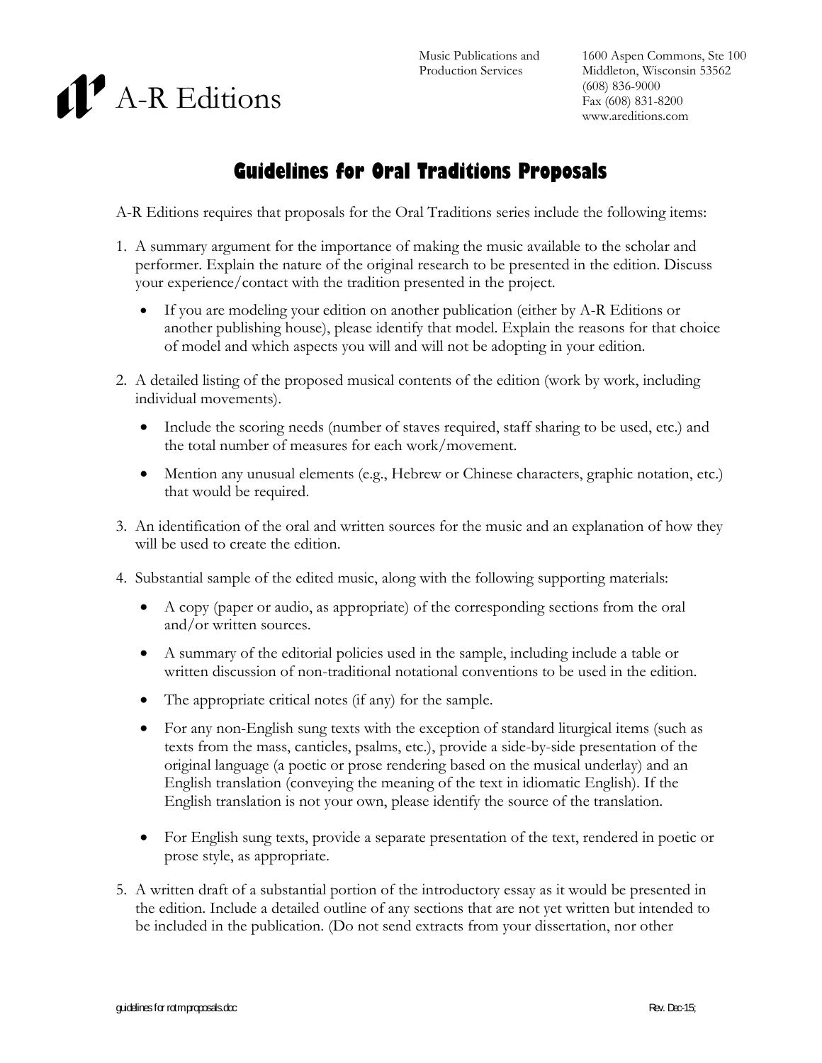A-R Editions

Music Publications and Production Services

1600 Aspen Commons, Ste 100
Middleton, Wisconsin 53562
(608) 836-9000
Fax (608) 831-8200
www.areditions.com

# Guidelines for Oral Traditions Proposals

A-R Editions requires that proposals for the Oral Traditions series include the following items:

1. A summary argument for the importance of making the music available to the scholar and performer. Explain the nature of the original research to be presented in the edition. Discuss your experience/contact with the tradition presented in the project.
   - If you are modeling your edition on another publication (either by A-R Editions or another publishing house), please identify that model. Explain the reasons for that choice of model and which aspects you will and will not be adopting in your edition.
2. A detailed listing of the proposed musical contents of the edition (work by work, including individual movements).
   - Include the scoring needs (number of staves required, staff sharing to be used, etc.) and the total number of measures for each work/movement.
   - Mention any unusual elements (e.g., Hebrew or Chinese characters, graphic notation, etc.) that would be required.
3. An identification of the oral and written sources for the music and an explanation of how they will be used to create the edition.
4. Substantial sample of the edited music, along with the following supporting materials:
   - A copy (paper or audio, as appropriate) of the corresponding sections from the oral and/or written sources.
   - A summary of the editorial policies used in the sample, including include a table or written discussion of non-traditional notational conventions to be used in the edition.
   - The appropriate critical notes (if any) for the sample.
   - For any non-English sung texts with the exception of standard liturgical items (such as texts from the mass, canticles, psalms, etc.), provide a side-by-side presentation of the original language (a poetic or prose rendering based on the musical underlay) and an English translation (conveying the meaning of the text in idiomatic English). If the English translation is not your own, please identify the source of the translation.
   - For English sung texts, provide a separate presentation of the text, rendered in poetic or prose style, as appropriate.
5. A written draft of a substantial portion of the introductory essay as it would be presented in the edition. Include a detailed outline of any sections that are not yet written but intended to be included in the publication. (Do not send extracts from your dissertation, nor other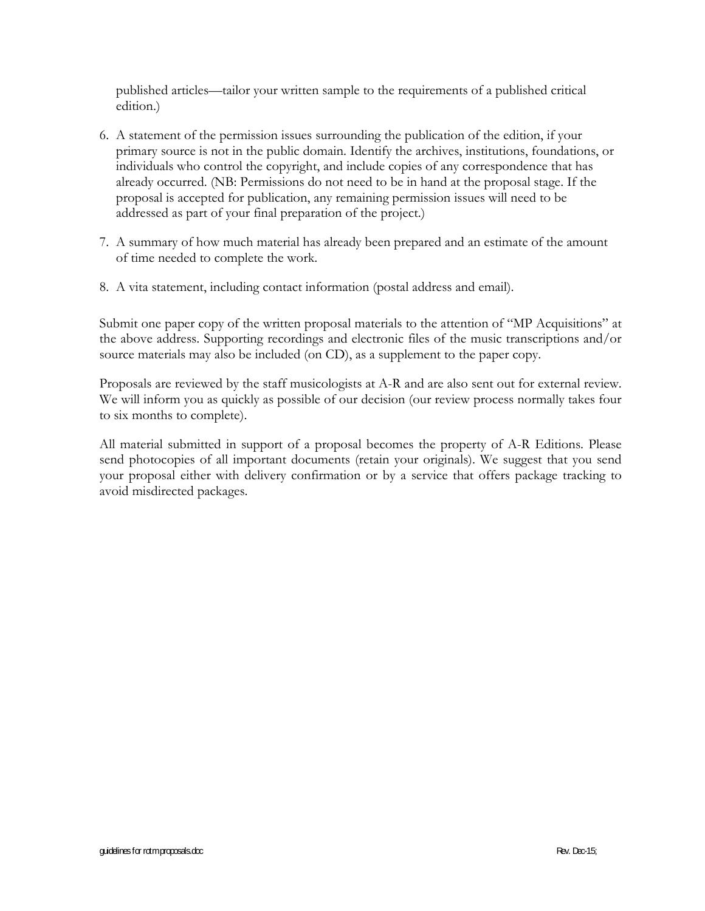published articles—tailor your written sample to the requirements of a published critical edition.)

6. A statement of the permission issues surrounding the publication of the edition, if your primary source is not in the public domain. Identify the archives, institutions, foundations, or individuals who control the copyright, and include copies of any correspondence that has already occurred. (NB: Permissions do not need to be in hand at the proposal stage. If the proposal is accepted for publication, any remaining permission issues will need to be addressed as part of your final preparation of the project.)

7. A summary of how much material has already been prepared and an estimate of the amount of time needed to complete the work.

8. A vita statement, including contact information (postal address and email).

Submit one paper copy of the written proposal materials to the attention of "MP Acquisitions" at the above address. Supporting recordings and electronic files of the music transcriptions and/or source materials may also be included (on CD), as a supplement to the paper copy.

Proposals are reviewed by the staff musicologists at A-R and are also sent out for external review. We will inform you as quickly as possible of our decision (our review process normally takes four to six months to complete).

All material submitted in support of a proposal becomes the property of A-R Editions. Please send photocopies of all important documents (retain your originals). We suggest that you send your proposal either with delivery confirmation or by a service that offers package tracking to avoid misdirected packages.